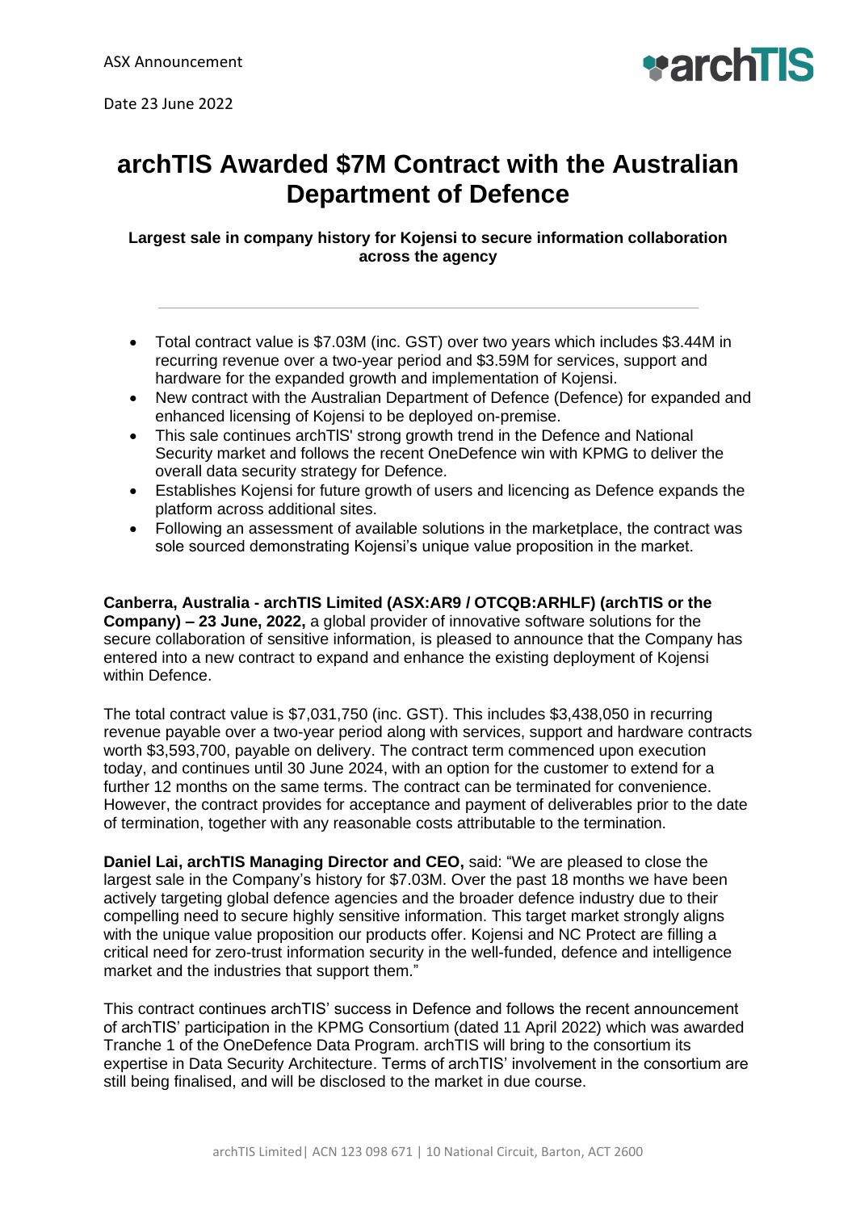ASX Announcement

Date 23 June 2022

# archTIS Awarded $7M Contract with the Australian Department of Defence

**Largest sale in company history for Kojensi to secure information collaboration across the agency**

---

- Total contract value is $7.03M (inc. GST) over two years which includes $3.44M in recurring revenue over a two-year period and $3.59M for services, support and hardware for the expanded growth and implementation of Kojensi.
- New contract with the Australian Department of Defence (Defence) for expanded and enhanced licensing of Kojensi to be deployed on-premise.
- This sale continues archTIS' strong growth trend in the Defence and National Security market and follows the recent OneDefence win with KPMG to deliver the overall data security strategy for Defence.
- Establishes Kojensi for future growth of users and licencing as Defence expands the platform across additional sites.
- Following an assessment of available solutions in the marketplace, the contract was sole sourced demonstrating Kojensi's unique value proposition in the market.

**Canberra, Australia - archTIS Limited (ASX:AR9 / OTCQB:ARHLF) (archTIS or the Company) – 23 June, 2022,** a global provider of innovative software solutions for the secure collaboration of sensitive information, is pleased to announce that the Company has entered into a new contract to expand and enhance the existing deployment of Kojensi within Defence.

The total contract value is $7,031,750 (inc. GST). This includes $3,438,050 in recurring revenue payable over a two-year period along with services, support and hardware contracts worth $3,593,700, payable on delivery. The contract term commenced upon execution today, and continues until 30 June 2024, with an option for the customer to extend for a further 12 months on the same terms. The contract can be terminated for convenience. However, the contract provides for acceptance and payment of deliverables prior to the date of termination, together with any reasonable costs attributable to the termination.

**Daniel Lai, archTIS Managing Director and CEO,** said: "We are pleased to close the largest sale in the Company's history for $7.03M. Over the past 18 months we have been actively targeting global defence agencies and the broader defence industry due to their compelling need to secure highly sensitive information. This target market strongly aligns with the unique value proposition our products offer. Kojensi and NC Protect are filling a critical need for zero-trust information security in the well-funded, defence and intelligence market and the industries that support them."

This contract continues archTIS' success in Defence and follows the recent announcement of archTIS' participation in the KPMG Consortium (dated 11 April 2022) which was awarded Tranche 1 of the OneDefence Data Program. archTIS will bring to the consortium its expertise in Data Security Architecture. Terms of archTIS' involvement in the consortium are still being finalised, and will be disclosed to the market in due course.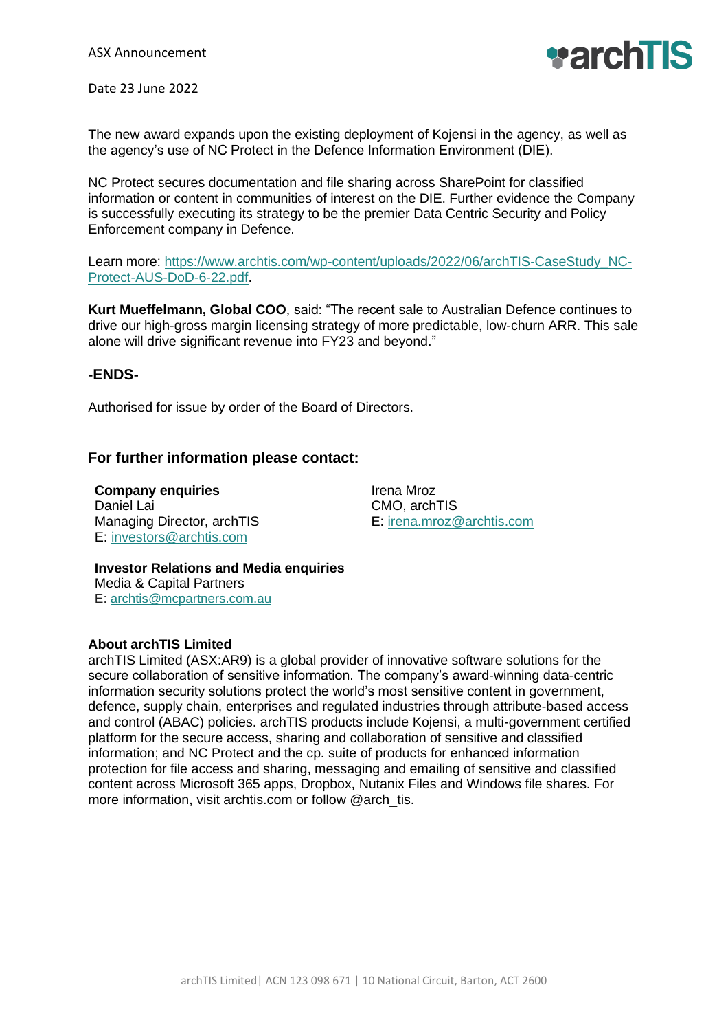ASX Announcement

Date 23 June 2022

The new award expands upon the existing deployment of Kojensi in the agency, as well as the agency's use of NC Protect in the Defence Information Environment (DIE).

NC Protect secures documentation and file sharing across SharePoint for classified information or content in communities of interest on the DIE. Further evidence the Company is successfully executing its strategy to be the premier Data Centric Security and Policy Enforcement company in Defence.

Learn more: https://www.archtis.com/wp-content/uploads/2022/06/archTIS-CaseStudy_NC-Protect-AUS-DoD-6-22.pdf.

**Kurt Mueffelmann, Global COO**, said: "The recent sale to Australian Defence continues to drive our high-gross margin licensing strategy of more predictable, low-churn ARR. This sale alone will drive significant revenue into FY23 and beyond."

### -ENDS-

Authorised for issue by order of the Board of Directors.

### For further information please contact:

**Company enquiries**
Daniel Lai
Managing Director, archTIS
E: investors@archtis.com

Irena Mroz
CMO, archTIS
E: irena.mroz@archtis.com

**Investor Relations and Media enquiries**
Media & Capital Partners
E: archtis@mcpartners.com.au

**About archTIS Limited**
archTIS Limited (ASX:AR9) is a global provider of innovative software solutions for the secure collaboration of sensitive information. The company's award-winning data-centric information security solutions protect the world's most sensitive content in government, defence, supply chain, enterprises and regulated industries through attribute-based access and control (ABAC) policies. archTIS products include Kojensi, a multi-government certified platform for the secure access, sharing and collaboration of sensitive and classified information; and NC Protect and the cp. suite of products for enhanced information protection for file access and sharing, messaging and emailing of sensitive and classified content across Microsoft 365 apps, Dropbox, Nutanix Files and Windows file shares. For more information, visit archtis.com or follow @arch_tis.